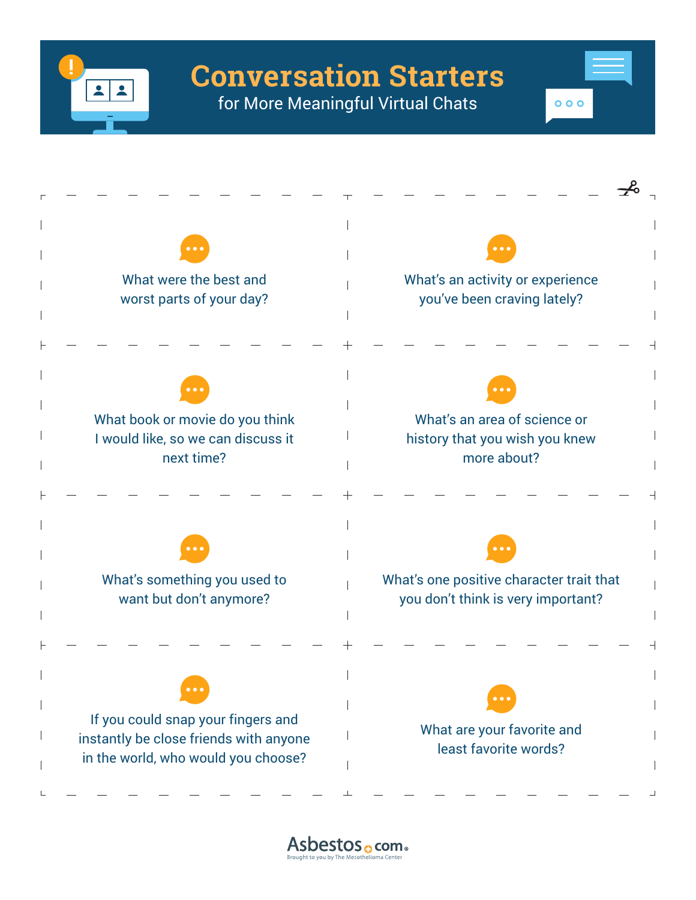# Conversation Starters

## for More Meaningful Virtual Chats

What were the best and worst parts of your day?

What's an activity or experience you've been craving lately?

What book or movie do you think I would like, so we can discuss it next time?

What's an area of science or history that you wish you knew more about?

What's something you used to want but don't anymore?

What's one positive character trait that you don't think is very important?

If you could snap your fingers and instantly be close friends with anyone in the world, who would you choose?

What are your favorite and least favorite words?

Asbestos.com®
Brought to you by The Mesothelioma Center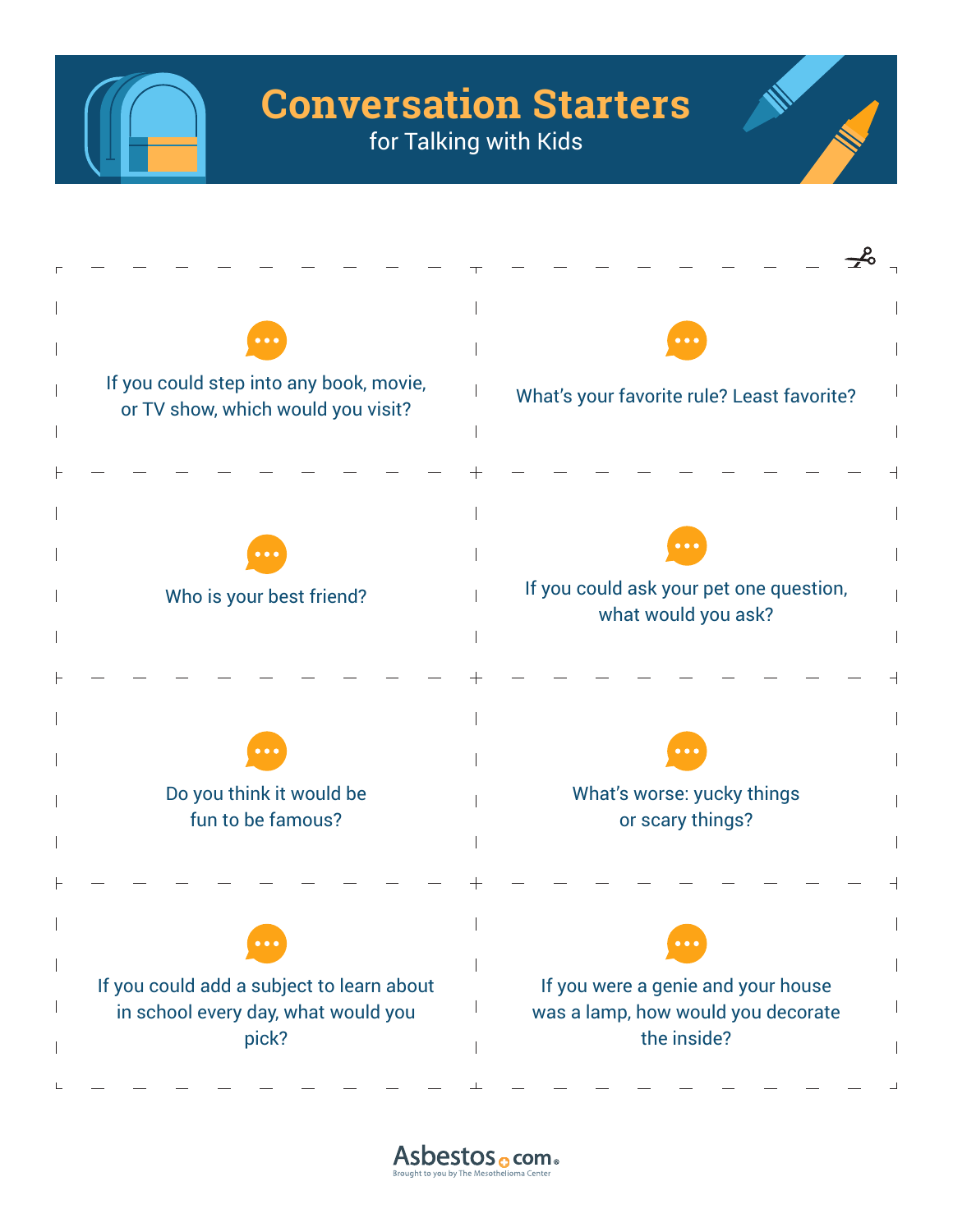# Conversation Starters

for Talking with Kids

- If you could step into any book, movie, or TV show, which would you visit?
- What's your favorite rule? Least favorite?
- Who is your best friend?
- If you could ask your pet one question, what would you ask?
- Do you think it would be fun to be famous?
- What's worse: yucky things or scary things?
- If you could add a subject to learn about in school every day, what would you pick?
- If you were a genie and your house was a lamp, how would you decorate the inside?

Asbestos.com
Brought to you by The Mesothelioma Center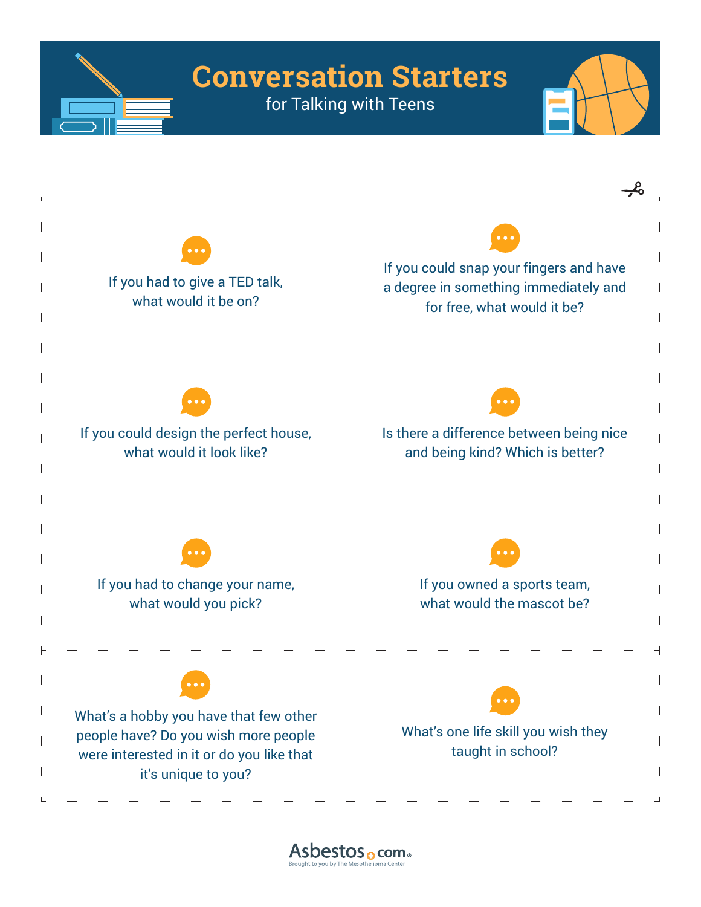# Conversation Starters

for Talking with Teens

If you had to give a TED talk, what would it be on?

If you could snap your fingers and have a degree in something immediately and for free, what would it be?

If you could design the perfect house, what would it look like?

Is there a difference between being nice and being kind? Which is better?

If you had to change your name, what would you pick?

If you owned a sports team, what would the mascot be?

What's a hobby you have that few other people have? Do you wish more people were interested in it or do you like that it's unique to you?

What's one life skill you wish they taught in school?

Asbestos.com

Brought to you by The Mesothelioma Center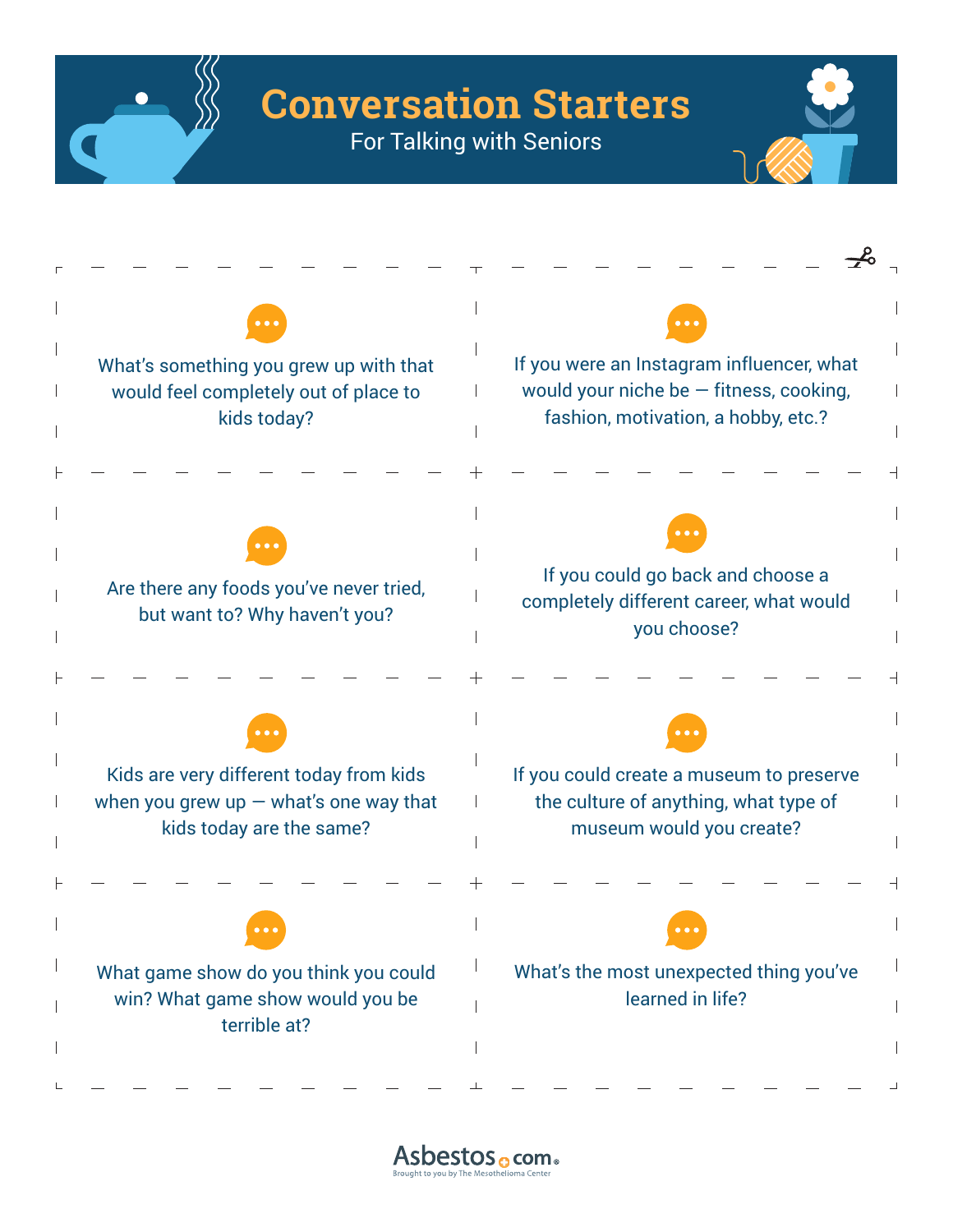# Conversation Starters

For Talking with Seniors

What's something you grew up with that would feel completely out of place to kids today?

If you were an Instagram influencer, what would your niche be — fitness, cooking, fashion, motivation, a hobby, etc.?

Are there any foods you've never tried, but want to? Why haven't you?

If you could go back and choose a completely different career, what would you choose?

Kids are very different today from kids when you grew up — what's one way that kids today are the same?

If you could create a museum to preserve the culture of anything, what type of museum would you create?

What game show do you think you could win? What game show would you be terrible at?

What's the most unexpected thing you've learned in life?

Asbestos.com

Brought to you by The Mesothelioma Center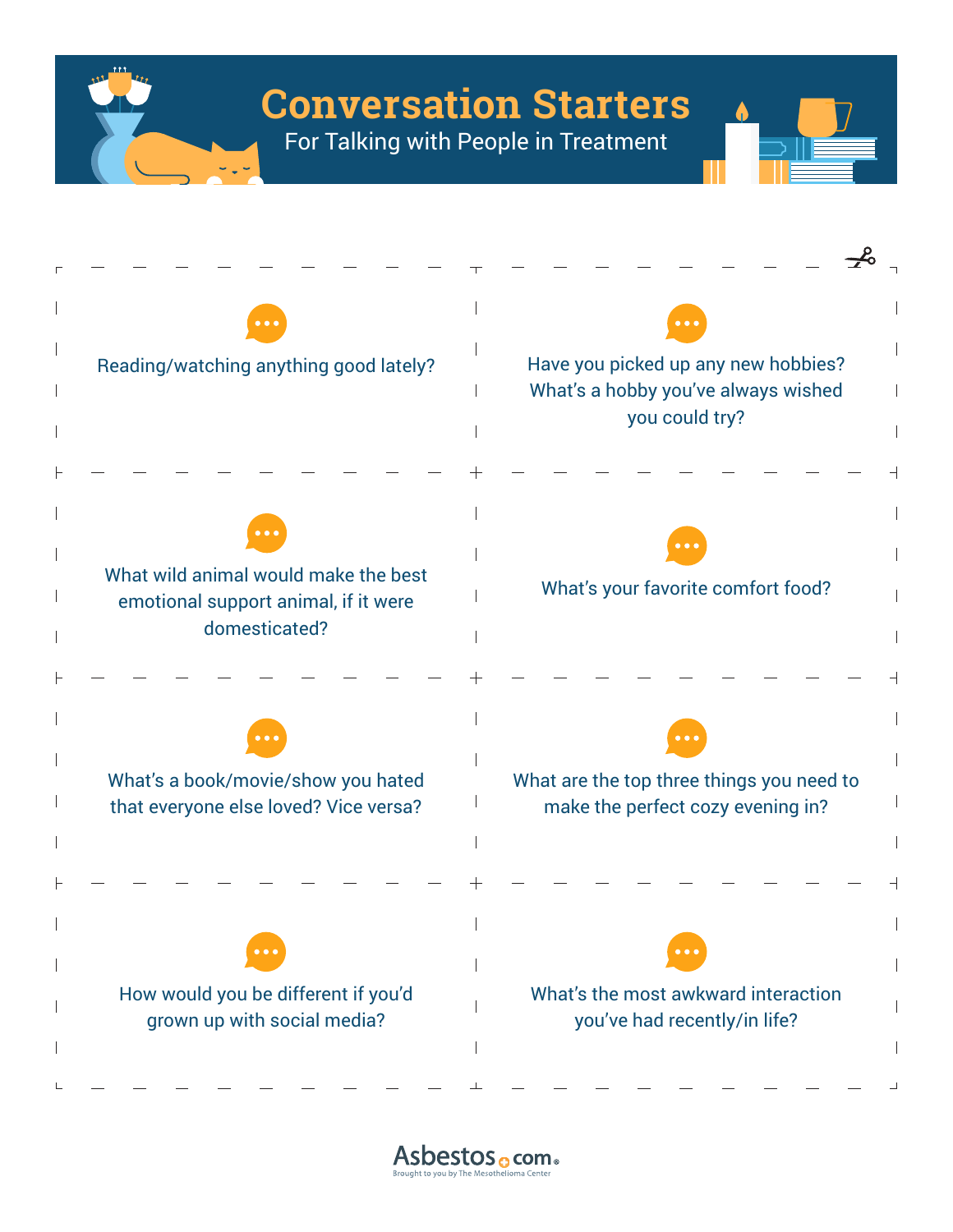# Conversation Starters

## For Talking with People in Treatment

Reading/watching anything good lately?

Have you picked up any new hobbies? What's a hobby you've always wished you could try?

What wild animal would make the best emotional support animal, if it were domesticated?

What's your favorite comfort food?

What's a book/movie/show you hated that everyone else loved? Vice versa?

What are the top three things you need to make the perfect cozy evening in?

How would you be different if you'd grown up with social media?

What's the most awkward interaction you've had recently/in life?

Asbestos.com
Brought to you by The Mesothelioma Center